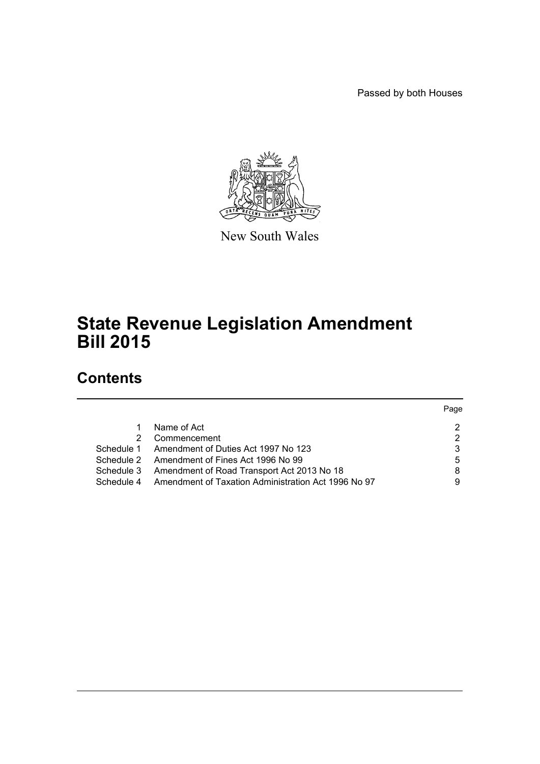Passed by both Houses

New South Wales

# State Revenue Legislation Amendment Bill 2015

## Contents

| | | Page |
|---|---|---|
| 1 | Name of Act | 2 |
| 2 | Commencement | 2 |
| Schedule 1 | Amendment of Duties Act 1997 No 123 | 3 |
| Schedule 2 | Amendment of Fines Act 1996 No 99 | 5 |
| Schedule 3 | Amendment of Road Transport Act 2013 No 18 | 8 |
| Schedule 4 | Amendment of Taxation Administration Act 1996 No 97 | 9 |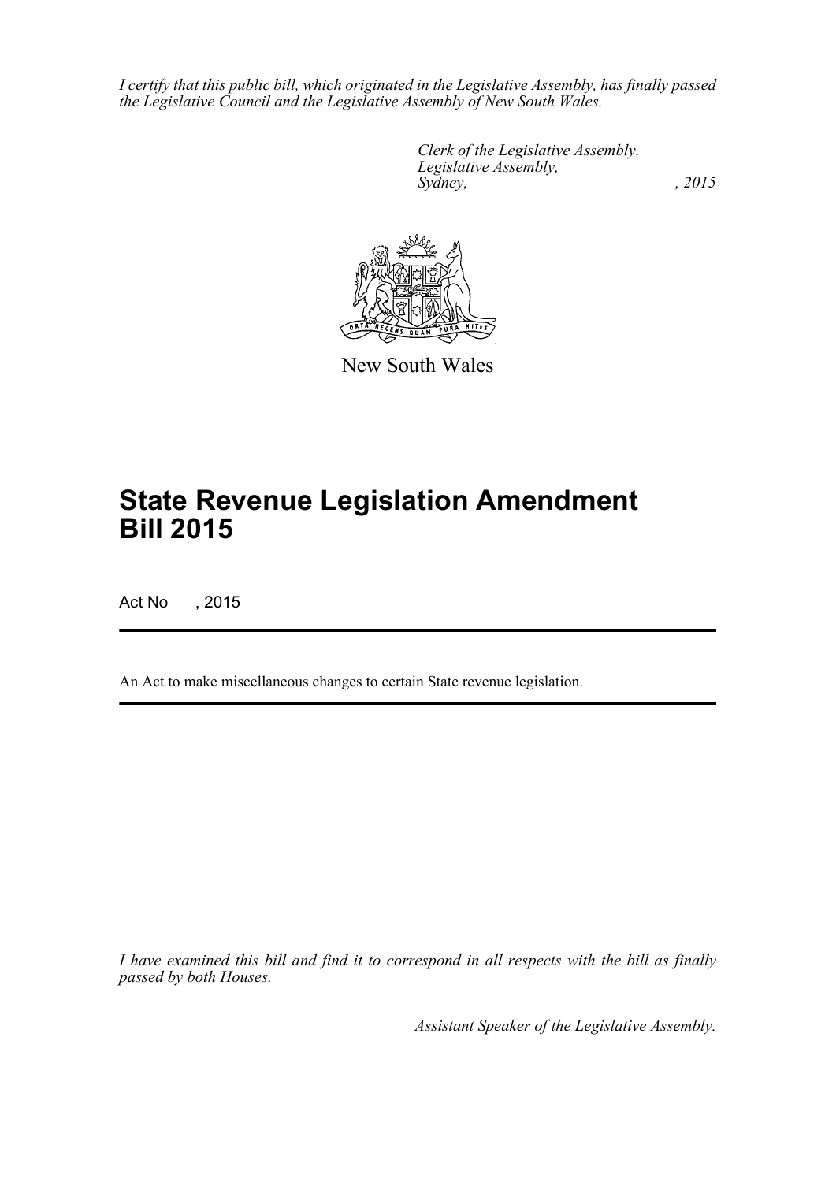*I certify that this public bill, which originated in the Legislative Assembly, has finally passed the Legislative Council and the Legislative Assembly of New South Wales.*

*Clerk of the Legislative Assembly.*
*Legislative Assembly,*
*Sydney, , 2015*

New South Wales

# State Revenue Legislation Amendment Bill 2015

Act No , 2015

An Act to make miscellaneous changes to certain State revenue legislation.

*I have examined this bill and find it to correspond in all respects with the bill as finally passed by both Houses.*

*Assistant Speaker of the Legislative Assembly.*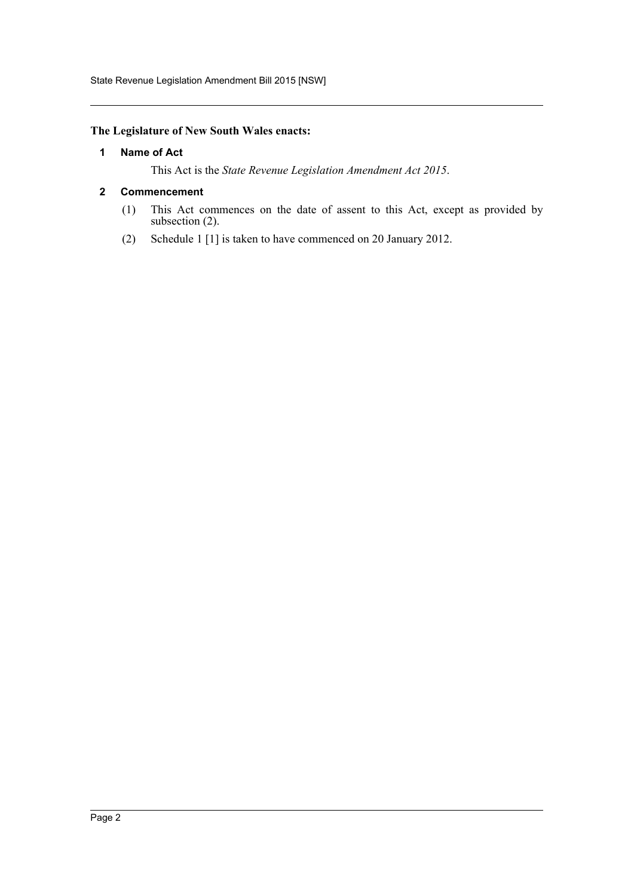**The Legislature of New South Wales enacts:**

### 1 Name of Act

This Act is the *State Revenue Legislation Amendment Act 2015*.

### 2 Commencement

(1) This Act commences on the date of assent to this Act, except as provided by subsection (2).

(2) Schedule 1 [1] is taken to have commenced on 20 January 2012.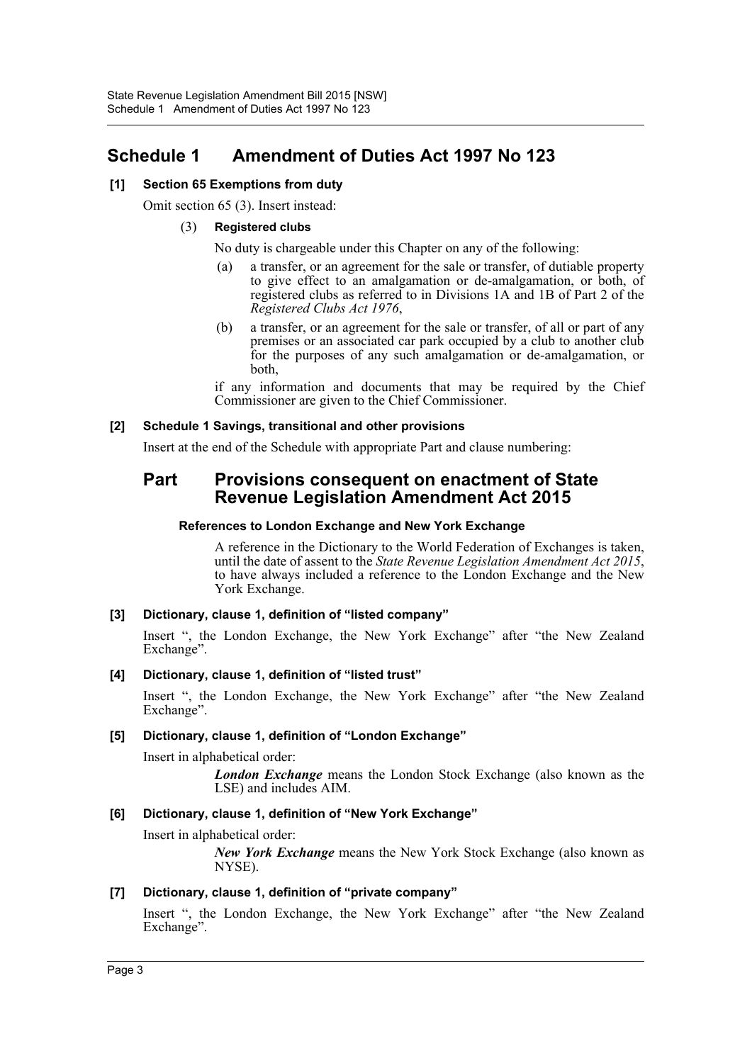# Schedule 1 Amendment of Duties Act 1997 No 123

### [1] Section 65 Exemptions from duty

Omit section 65 (3). Insert instead:

(3) **Registered clubs**

No duty is chargeable under this Chapter on any of the following:

(a) a transfer, or an agreement for the sale or transfer, of dutiable property to give effect to an amalgamation or de-amalgamation, or both, of registered clubs as referred to in Divisions 1A and 1B of Part 2 of the *Registered Clubs Act 1976*,

(b) a transfer, or an agreement for the sale or transfer, of all or part of any premises or an associated car park occupied by a club to another club for the purposes of any such amalgamation or de-amalgamation, or both,

if any information and documents that may be required by the Chief Commissioner are given to the Chief Commissioner.

### [2] Schedule 1 Savings, transitional and other provisions

Insert at the end of the Schedule with appropriate Part and clause numbering:

## Part Provisions consequent on enactment of State Revenue Legislation Amendment Act 2015

#### References to London Exchange and New York Exchange

A reference in the Dictionary to the World Federation of Exchanges is taken, until the date of assent to the *State Revenue Legislation Amendment Act 2015*, to have always included a reference to the London Exchange and the New York Exchange.

### [3] Dictionary, clause 1, definition of "listed company"

Insert ", the London Exchange, the New York Exchange" after "the New Zealand Exchange".

### [4] Dictionary, clause 1, definition of "listed trust"

Insert ", the London Exchange, the New York Exchange" after "the New Zealand Exchange".

### [5] Dictionary, clause 1, definition of "London Exchange"

Insert in alphabetical order:

***London Exchange*** means the London Stock Exchange (also known as the LSE) and includes AIM.

### [6] Dictionary, clause 1, definition of "New York Exchange"

Insert in alphabetical order:

***New York Exchange*** means the New York Stock Exchange (also known as NYSE).

### [7] Dictionary, clause 1, definition of "private company"

Insert ", the London Exchange, the New York Exchange" after "the New Zealand Exchange".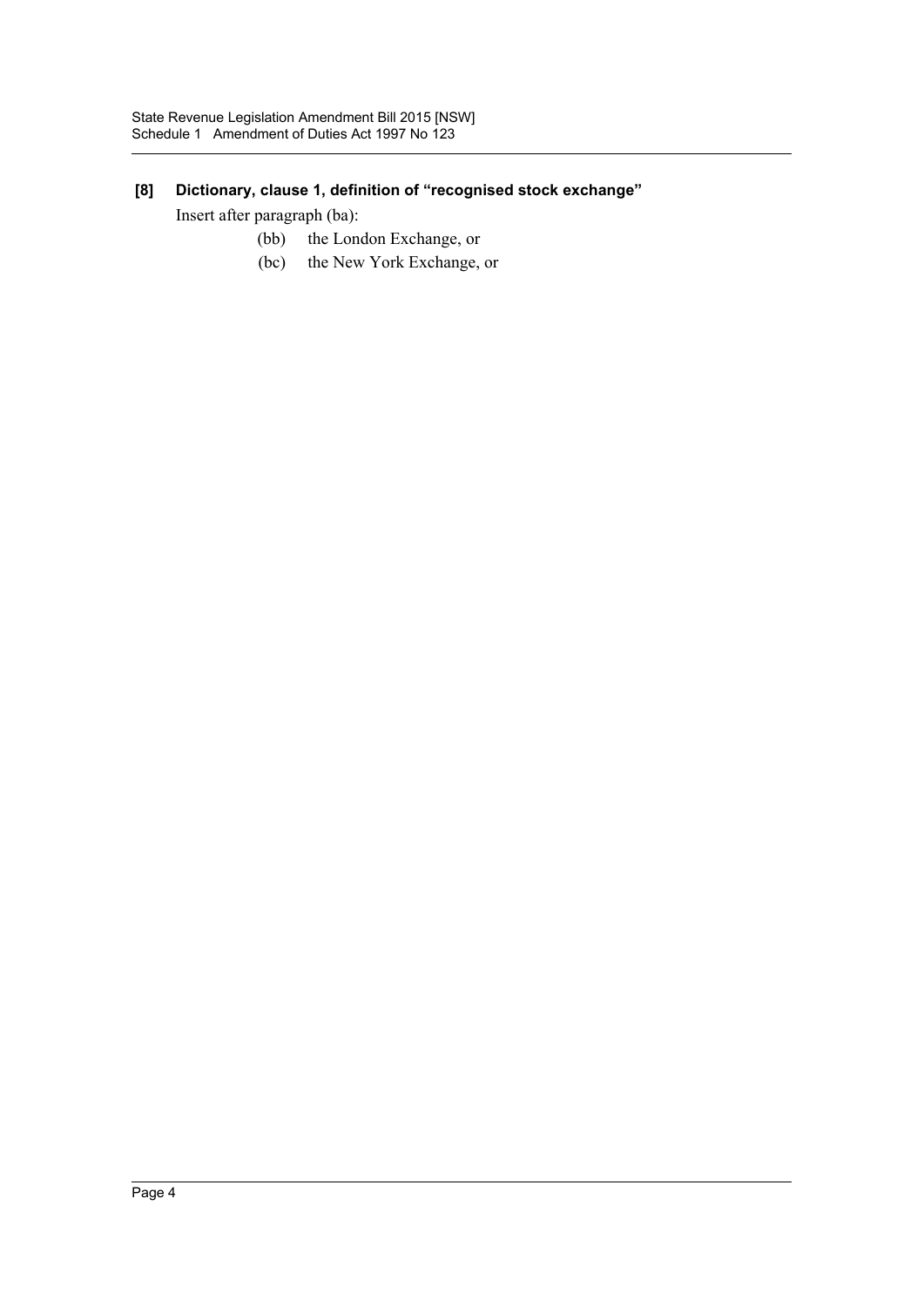### [8] Dictionary, clause 1, definition of "recognised stock exchange"

Insert after paragraph (ba):

(bb) the London Exchange, or

(bc) the New York Exchange, or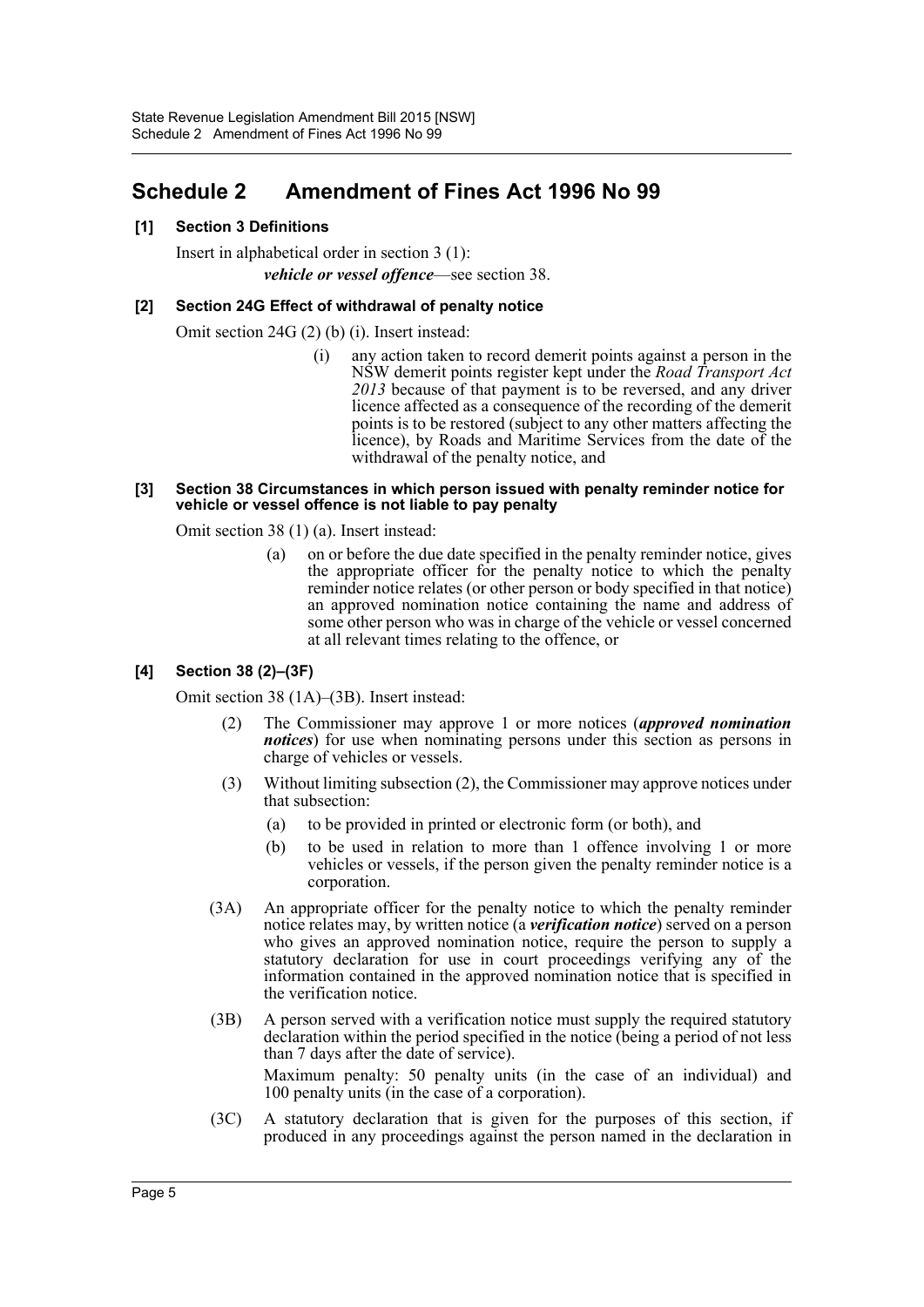# Schedule 2 Amendment of Fines Act 1996 No 99

**[1] Section 3 Definitions**

Insert in alphabetical order in section 3 (1):

***vehicle or vessel offence***—see section 38.

**[2] Section 24G Effect of withdrawal of penalty notice**

Omit section 24G (2) (b) (i). Insert instead:

(i) any action taken to record demerit points against a person in the NSW demerit points register kept under the *Road Transport Act 2013* because of that payment is to be reversed, and any driver licence affected as a consequence of the recording of the demerit points is to be restored (subject to any other matters affecting the licence), by Roads and Maritime Services from the date of the withdrawal of the penalty notice, and

**[3] Section 38 Circumstances in which person issued with penalty reminder notice for vehicle or vessel offence is not liable to pay penalty**

Omit section 38 (1) (a). Insert instead:

(a) on or before the due date specified in the penalty reminder notice, gives the appropriate officer for the penalty notice to which the penalty reminder notice relates (or other person or body specified in that notice) an approved nomination notice containing the name and address of some other person who was in charge of the vehicle or vessel concerned at all relevant times relating to the offence, or

**[4] Section 38 (2)–(3F)**

Omit section 38 (1A)–(3B). Insert instead:

(2) The Commissioner may approve 1 or more notices (***approved nomination notices***) for use when nominating persons under this section as persons in charge of vehicles or vessels.

(3) Without limiting subsection (2), the Commissioner may approve notices under that subsection:

(a) to be provided in printed or electronic form (or both), and

(b) to be used in relation to more than 1 offence involving 1 or more vehicles or vessels, if the person given the penalty reminder notice is a corporation.

(3A) An appropriate officer for the penalty notice to which the penalty reminder notice relates may, by written notice (a ***verification notice***) served on a person who gives an approved nomination notice, require the person to supply a statutory declaration for use in court proceedings verifying any of the information contained in the approved nomination notice that is specified in the verification notice.

(3B) A person served with a verification notice must supply the required statutory declaration within the period specified in the notice (being a period of not less than 7 days after the date of service).

Maximum penalty: 50 penalty units (in the case of an individual) and 100 penalty units (in the case of a corporation).

(3C) A statutory declaration that is given for the purposes of this section, if produced in any proceedings against the person named in the declaration in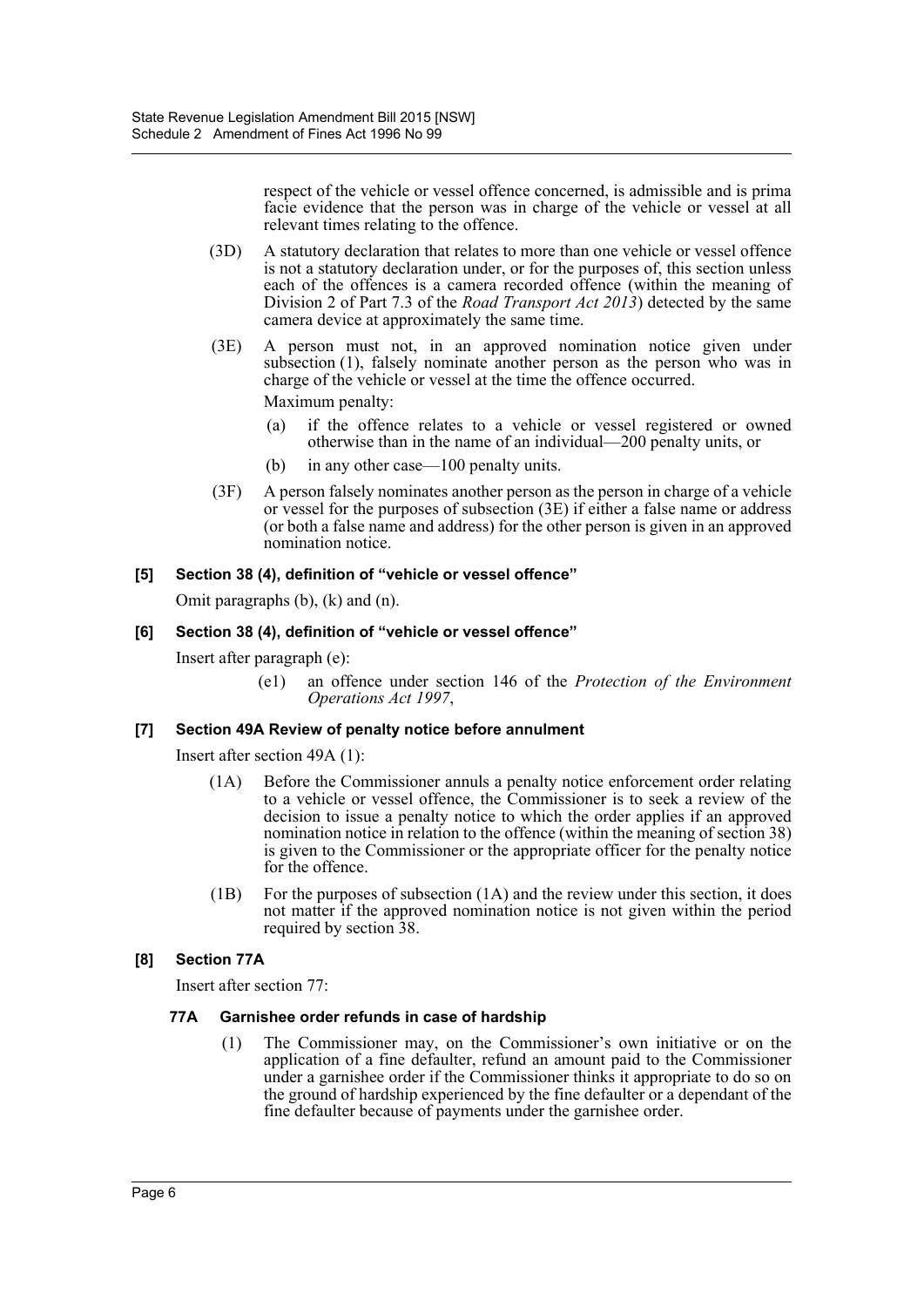respect of the vehicle or vessel offence concerned, is admissible and is prima facie evidence that the person was in charge of the vehicle or vessel at all relevant times relating to the offence.

(3D) A statutory declaration that relates to more than one vehicle or vessel offence is not a statutory declaration under, or for the purposes of, this section unless each of the offences is a camera recorded offence (within the meaning of Division 2 of Part 7.3 of the *Road Transport Act 2013*) detected by the same camera device at approximately the same time.

(3E) A person must not, in an approved nomination notice given under subsection (1), falsely nominate another person as the person who was in charge of the vehicle or vessel at the time the offence occurred.

Maximum penalty:

(a) if the offence relates to a vehicle or vessel registered or owned otherwise than in the name of an individual—200 penalty units, or

(b) in any other case—100 penalty units.

(3F) A person falsely nominates another person as the person in charge of a vehicle or vessel for the purposes of subsection (3E) if either a false name or address (or both a false name and address) for the other person is given in an approved nomination notice.

**[5] Section 38 (4), definition of "vehicle or vessel offence"**

Omit paragraphs (b), (k) and (n).

**[6] Section 38 (4), definition of "vehicle or vessel offence"**

Insert after paragraph (e):

(e1) an offence under section 146 of the *Protection of the Environment Operations Act 1997*,

**[7] Section 49A Review of penalty notice before annulment**

Insert after section 49A (1):

(1A) Before the Commissioner annuls a penalty notice enforcement order relating to a vehicle or vessel offence, the Commissioner is to seek a review of the decision to issue a penalty notice to which the order applies if an approved nomination notice in relation to the offence (within the meaning of section 38) is given to the Commissioner or the appropriate officer for the penalty notice for the offence.

(1B) For the purposes of subsection (1A) and the review under this section, it does not matter if the approved nomination notice is not given within the period required by section 38.

**[8] Section 77A**

Insert after section 77:

**77A Garnishee order refunds in case of hardship**

(1) The Commissioner may, on the Commissioner's own initiative or on the application of a fine defaulter, refund an amount paid to the Commissioner under a garnishee order if the Commissioner thinks it appropriate to do so on the ground of hardship experienced by the fine defaulter or a dependant of the fine defaulter because of payments under the garnishee order.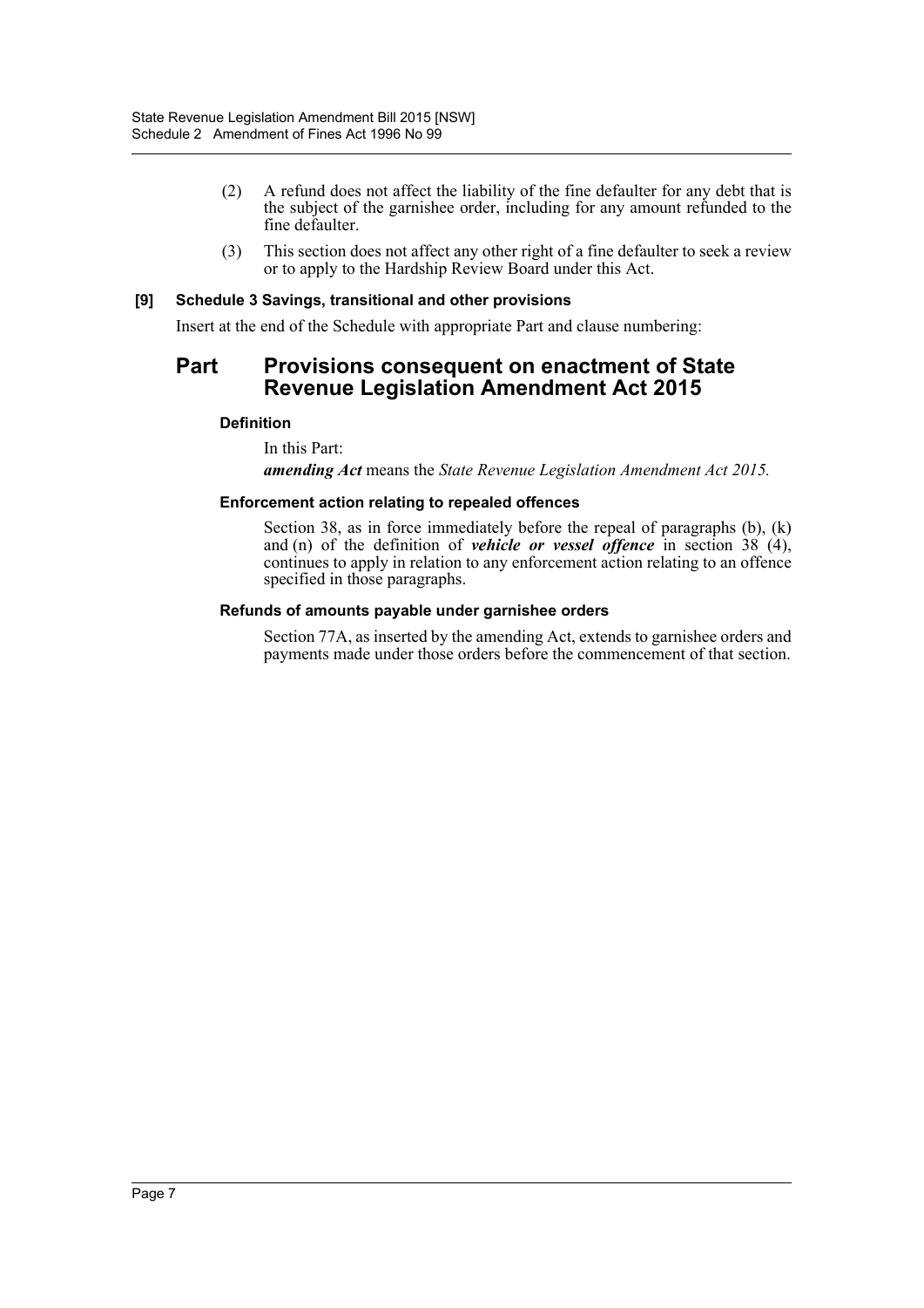(2) A refund does not affect the liability of the fine defaulter for any debt that is the subject of the garnishee order, including for any amount refunded to the fine defaulter.

(3) This section does not affect any other right of a fine defaulter to seek a review or to apply to the Hardship Review Board under this Act.

**[9] Schedule 3 Savings, transitional and other provisions**

Insert at the end of the Schedule with appropriate Part and clause numbering:

## Part Provisions consequent on enactment of State Revenue Legislation Amendment Act 2015

#### Definition

In this Part:

***amending Act*** means the *State Revenue Legislation Amendment Act 2015.*

#### Enforcement action relating to repealed offences

Section 38, as in force immediately before the repeal of paragraphs (b), (k) and (n) of the definition of ***vehicle or vessel offence*** in section 38 (4), continues to apply in relation to any enforcement action relating to an offence specified in those paragraphs.

#### Refunds of amounts payable under garnishee orders

Section 77A, as inserted by the amending Act, extends to garnishee orders and payments made under those orders before the commencement of that section.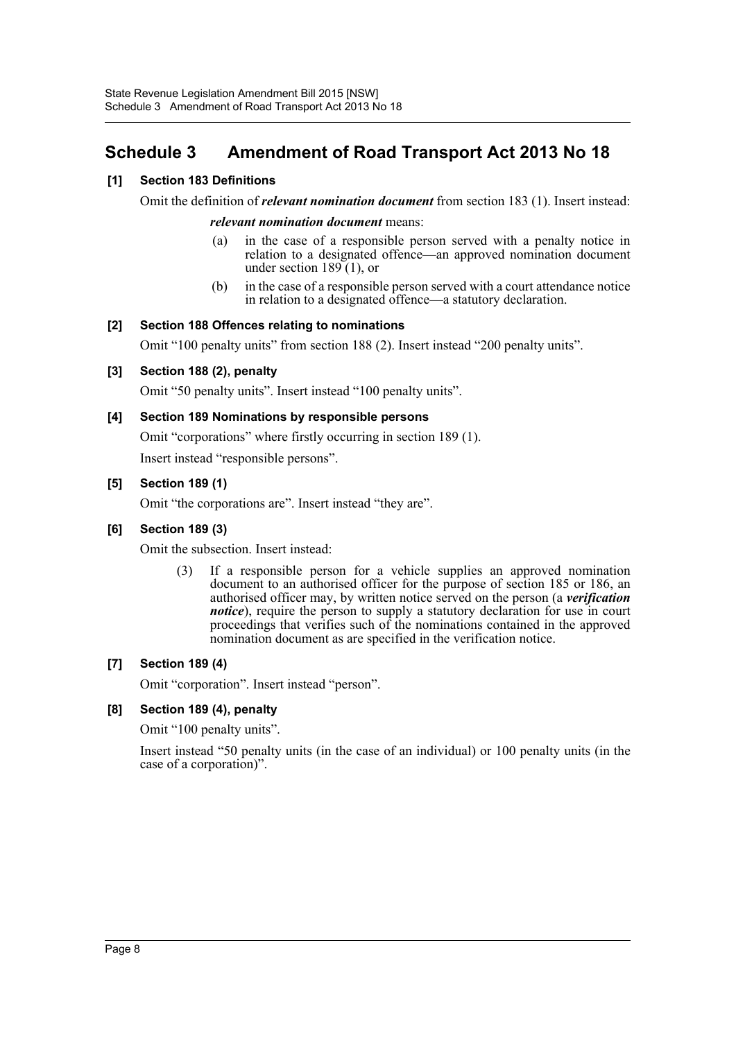# Schedule 3 Amendment of Road Transport Act 2013 No 18

### [1] Section 183 Definitions

Omit the definition of ***relevant nomination document*** from section 183 (1). Insert instead:

> ***relevant nomination document*** means:
>
> (a) in the case of a responsible person served with a penalty notice in relation to a designated offence—an approved nomination document under section 189 (1), or
>
> (b) in the case of a responsible person served with a court attendance notice in relation to a designated offence—a statutory declaration.

### [2] Section 188 Offences relating to nominations

Omit "100 penalty units" from section 188 (2). Insert instead "200 penalty units".

### [3] Section 188 (2), penalty

Omit "50 penalty units". Insert instead "100 penalty units".

### [4] Section 189 Nominations by responsible persons

Omit "corporations" where firstly occurring in section 189 (1).

Insert instead "responsible persons".

### [5] Section 189 (1)

Omit "the corporations are". Insert instead "they are".

### [6] Section 189 (3)

Omit the subsection. Insert instead:

> (3) If a responsible person for a vehicle supplies an approved nomination document to an authorised officer for the purpose of section 185 or 186, an authorised officer may, by written notice served on the person (a ***verification notice***), require the person to supply a statutory declaration for use in court proceedings that verifies such of the nominations contained in the approved nomination document as are specified in the verification notice.

### [7] Section 189 (4)

Omit "corporation". Insert instead "person".

### [8] Section 189 (4), penalty

Omit "100 penalty units".

Insert instead "50 penalty units (in the case of an individual) or 100 penalty units (in the case of a corporation)".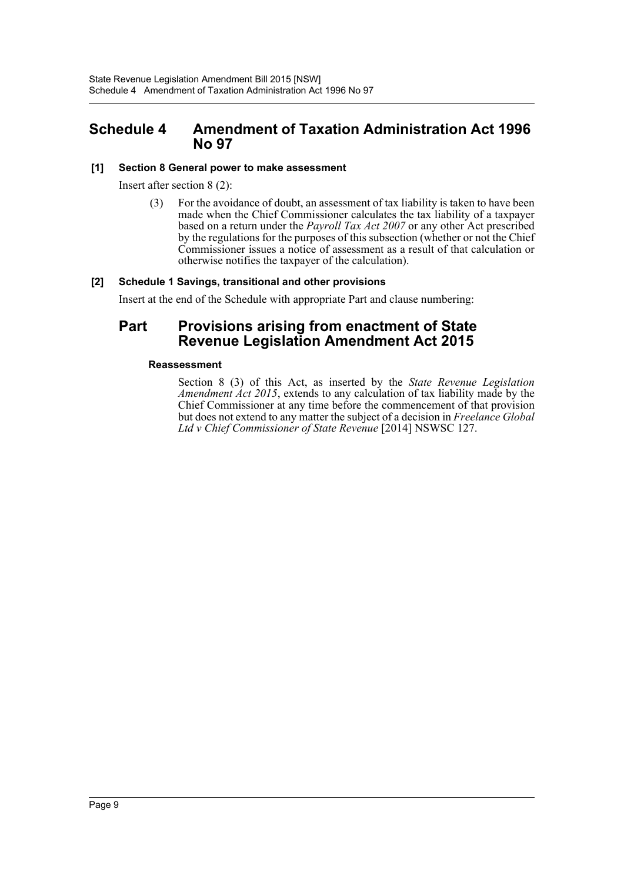# Schedule 4 Amendment of Taxation Administration Act 1996 No 97

**[1] Section 8 General power to make assessment**

Insert after section 8 (2):

(3) For the avoidance of doubt, an assessment of tax liability is taken to have been made when the Chief Commissioner calculates the tax liability of a taxpayer based on a return under the *Payroll Tax Act 2007* or any other Act prescribed by the regulations for the purposes of this subsection (whether or not the Chief Commissioner issues a notice of assessment as a result of that calculation or otherwise notifies the taxpayer of the calculation).

**[2] Schedule 1 Savings, transitional and other provisions**

Insert at the end of the Schedule with appropriate Part and clause numbering:

## Part Provisions arising from enactment of State Revenue Legislation Amendment Act 2015

**Reassessment**

Section 8 (3) of this Act, as inserted by the *State Revenue Legislation Amendment Act 2015*, extends to any calculation of tax liability made by the Chief Commissioner at any time before the commencement of that provision but does not extend to any matter the subject of a decision in *Freelance Global Ltd v Chief Commissioner of State Revenue* [2014] NSWSC 127.